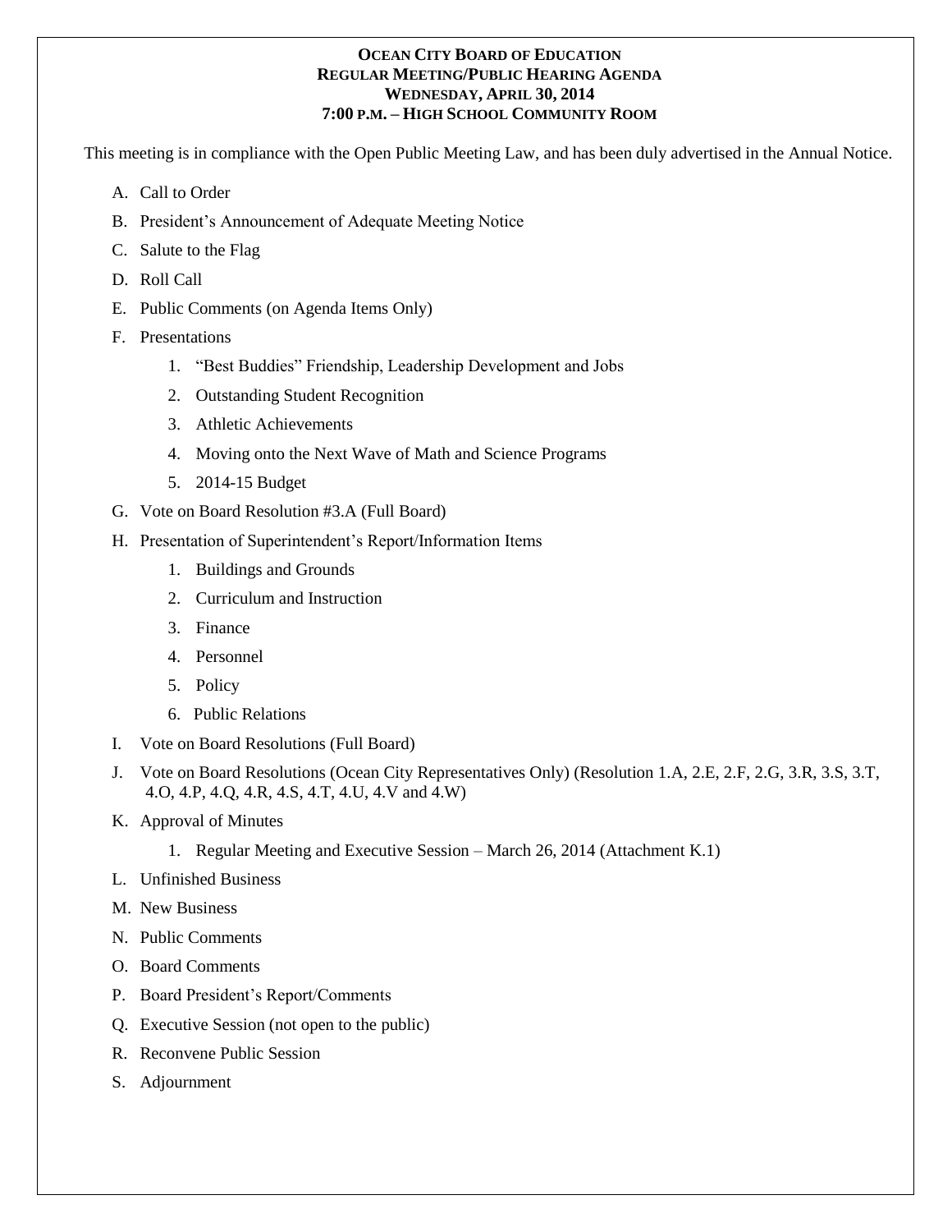# OCEAN CITY BOARD OF EDUCATION
## REGULAR MEETING/PUBLIC HEARING AGENDA
## WEDNESDAY, APRIL 30, 2014
## 7:00 P.M. – HIGH SCHOOL COMMUNITY ROOM

This meeting is in compliance with the Open Public Meeting Law, and has been duly advertised in the Annual Notice.

A. Call to Order

B. President's Announcement of Adequate Meeting Notice

C. Salute to the Flag

D. Roll Call

E. Public Comments (on Agenda Items Only)

F. Presentations
   1. "Best Buddies" Friendship, Leadership Development and Jobs
   2. Outstanding Student Recognition
   3. Athletic Achievements
   4. Moving onto the Next Wave of Math and Science Programs
   5. 2014-15 Budget

G. Vote on Board Resolution #3.A (Full Board)

H. Presentation of Superintendent's Report/Information Items
   1. Buildings and Grounds
   2. Curriculum and Instruction
   3. Finance
   4. Personnel
   5. Policy
   6. Public Relations

I. Vote on Board Resolutions (Full Board)

J. Vote on Board Resolutions (Ocean City Representatives Only) (Resolution 1.A, 2.E, 2.F, 2.G, 3.R, 3.S, 3.T, 4.O, 4.P, 4.Q, 4.R, 4.S, 4.T, 4.U, 4.V and 4.W)

K. Approval of Minutes
   1. Regular Meeting and Executive Session – March 26, 2014 (Attachment K.1)

L. Unfinished Business

M. New Business

N. Public Comments

O. Board Comments

P. Board President's Report/Comments

Q. Executive Session (not open to the public)

R. Reconvene Public Session

S. Adjournment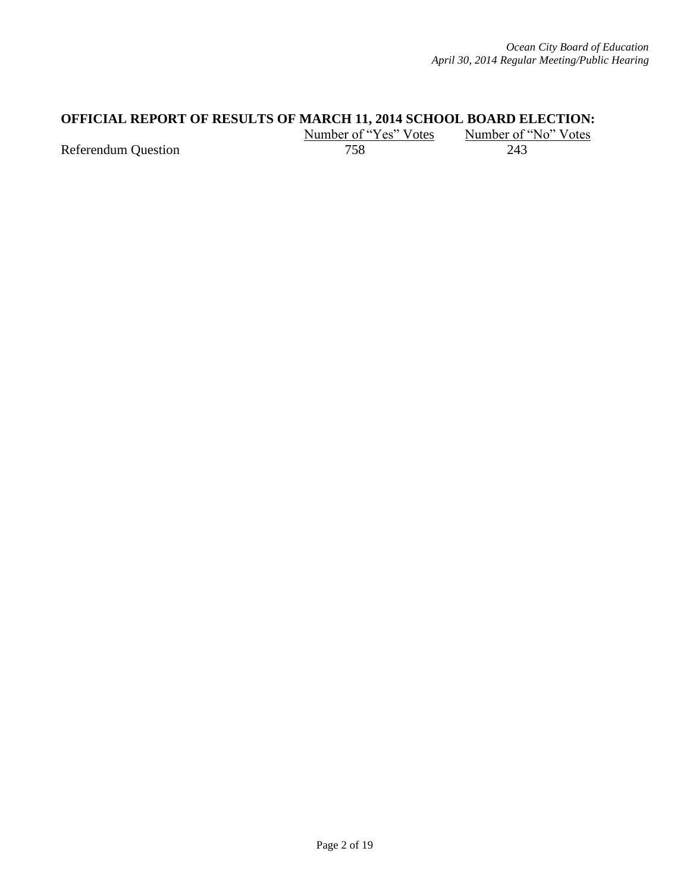**OFFICIAL REPORT OF RESULTS OF MARCH 11, 2014 SCHOOL BOARD ELECTION:**

| | Number of "Yes" Votes | Number of "No" Votes |
|---|---|---|
| Referendum Question | 758 | 243 |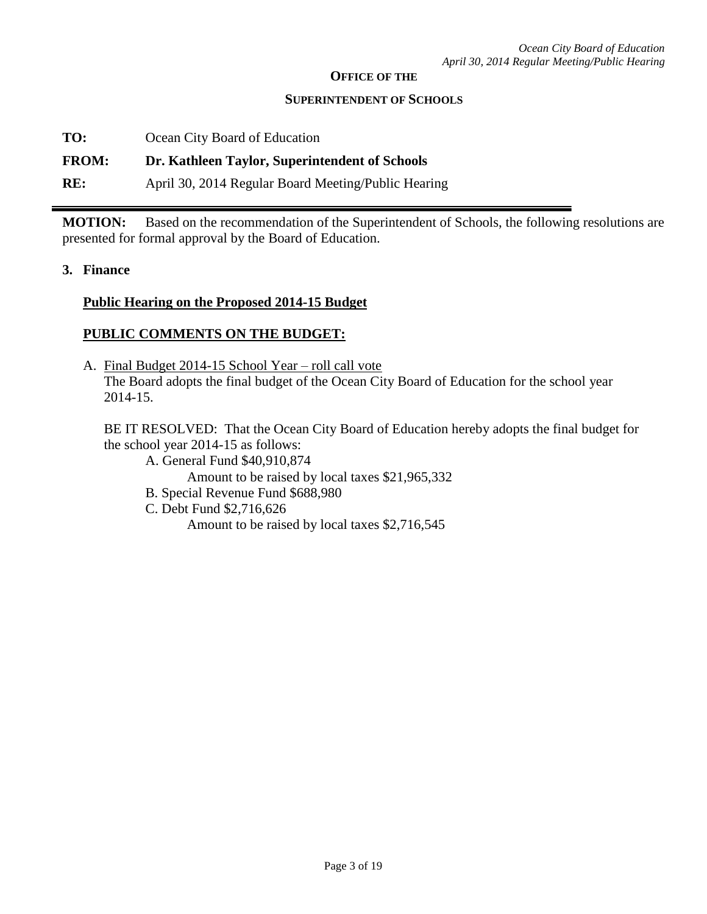**OFFICE OF THE**

**SUPERINTENDENT OF SCHOOLS**

**TO:** Ocean City Board of Education

**FROM: Dr. Kathleen Taylor, Superintendent of Schools**

**RE:** April 30, 2014 Regular Board Meeting/Public Hearing

---

**MOTION:** Based on the recommendation of the Superintendent of Schools, the following resolutions are presented for formal approval by the Board of Education.

**3. Finance**

**Public Hearing on the Proposed 2014-15 Budget**

**PUBLIC COMMENTS ON THE BUDGET:**

A. Final Budget 2014-15 School Year – roll call vote
The Board adopts the final budget of the Ocean City Board of Education for the school year 2014-15.

BE IT RESOLVED: That the Ocean City Board of Education hereby adopts the final budget for the school year 2014-15 as follows:

- A. General Fund $40,910,874
  - Amount to be raised by local taxes $21,965,332
- B. Special Revenue Fund $688,980
- C. Debt Fund $2,716,626
  - Amount to be raised by local taxes $2,716,545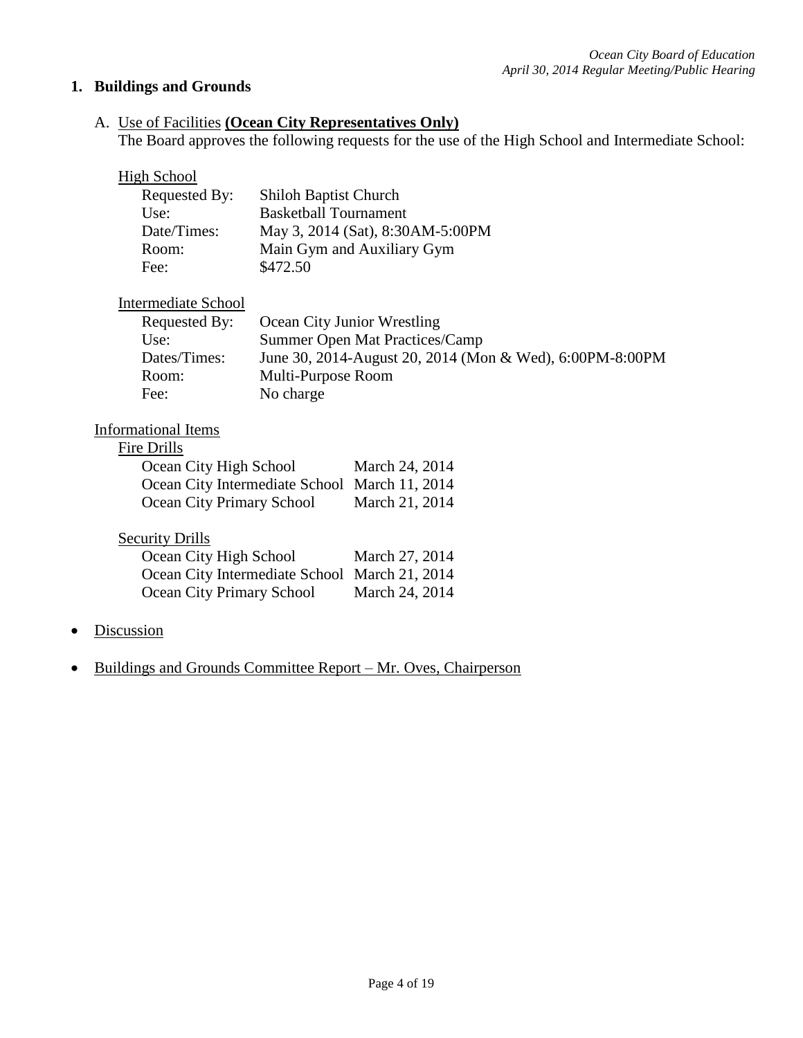## 1. Buildings and Grounds

A. Use of Facilities **(Ocean City Representatives Only)**

The Board approves the following requests for the use of the High School and Intermediate School:

High School

| | |
|---|---|
| Requested By: | Shiloh Baptist Church |
| Use: | Basketball Tournament |
| Date/Times: | May 3, 2014 (Sat), 8:30AM-5:00PM |
| Room: | Main Gym and Auxiliary Gym |
| Fee: | $472.50 |

Intermediate School

| | |
|---|---|
| Requested By: | Ocean City Junior Wrestling |
| Use: | Summer Open Mat Practices/Camp |
| Dates/Times: | June 30, 2014-August 20, 2014 (Mon & Wed), 6:00PM-8:00PM |
| Room: | Multi-Purpose Room |
| Fee: | No charge |

Informational Items

Fire Drills

| | |
|---|---|
| Ocean City High School | March 24, 2014 |
| Ocean City Intermediate School | March 11, 2014 |
| Ocean City Primary School | March 21, 2014 |

Security Drills

| | |
|---|---|
| Ocean City High School | March 27, 2014 |
| Ocean City Intermediate School | March 21, 2014 |
| Ocean City Primary School | March 24, 2014 |

- Discussion
- Buildings and Grounds Committee Report – Mr. Oves, Chairperson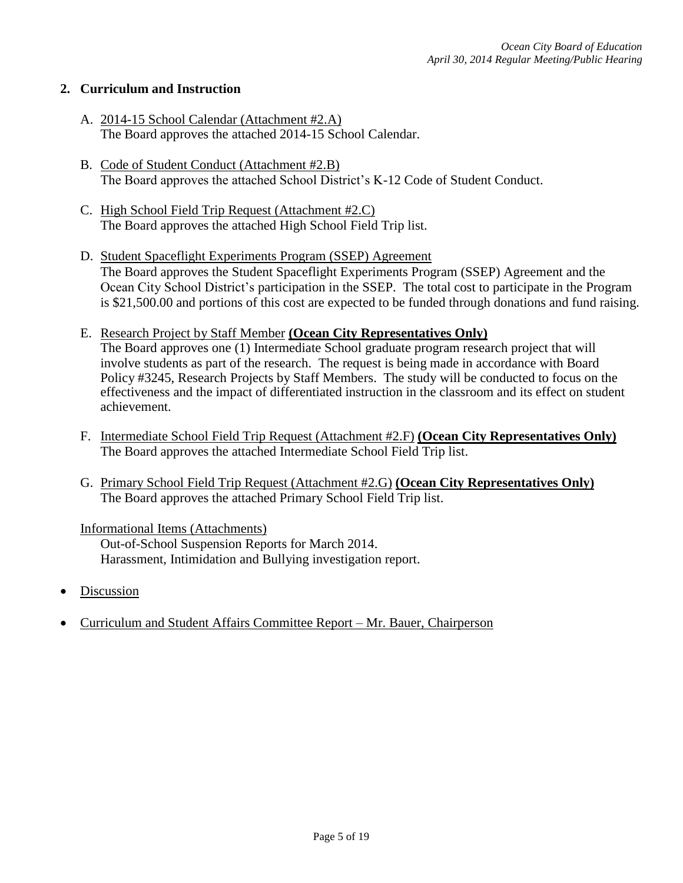## 2. Curriculum and Instruction

A. 2014-15 School Calendar (Attachment #2.A)
The Board approves the attached 2014-15 School Calendar.

B. Code of Student Conduct (Attachment #2.B)
The Board approves the attached School District's K-12 Code of Student Conduct.

C. High School Field Trip Request (Attachment #2.C)
The Board approves the attached High School Field Trip list.

D. Student Spaceflight Experiments Program (SSEP) Agreement
The Board approves the Student Spaceflight Experiments Program (SSEP) Agreement and the Ocean City School District's participation in the SSEP. The total cost to participate in the Program is $21,500.00 and portions of this cost are expected to be funded through donations and fund raising.

E. Research Project by Staff Member **(Ocean City Representatives Only)**
The Board approves one (1) Intermediate School graduate program research project that will involve students as part of the research. The request is being made in accordance with Board Policy #3245, Research Projects by Staff Members. The study will be conducted to focus on the effectiveness and the impact of differentiated instruction in the classroom and its effect on student achievement.

F. Intermediate School Field Trip Request (Attachment #2.F) **(Ocean City Representatives Only)**
The Board approves the attached Intermediate School Field Trip list.

G. Primary School Field Trip Request (Attachment #2.G) **(Ocean City Representatives Only)**
The Board approves the attached Primary School Field Trip list.

Informational Items (Attachments)
Out-of-School Suspension Reports for March 2014.
Harassment, Intimidation and Bullying investigation report.

- Discussion
- Curriculum and Student Affairs Committee Report – Mr. Bauer, Chairperson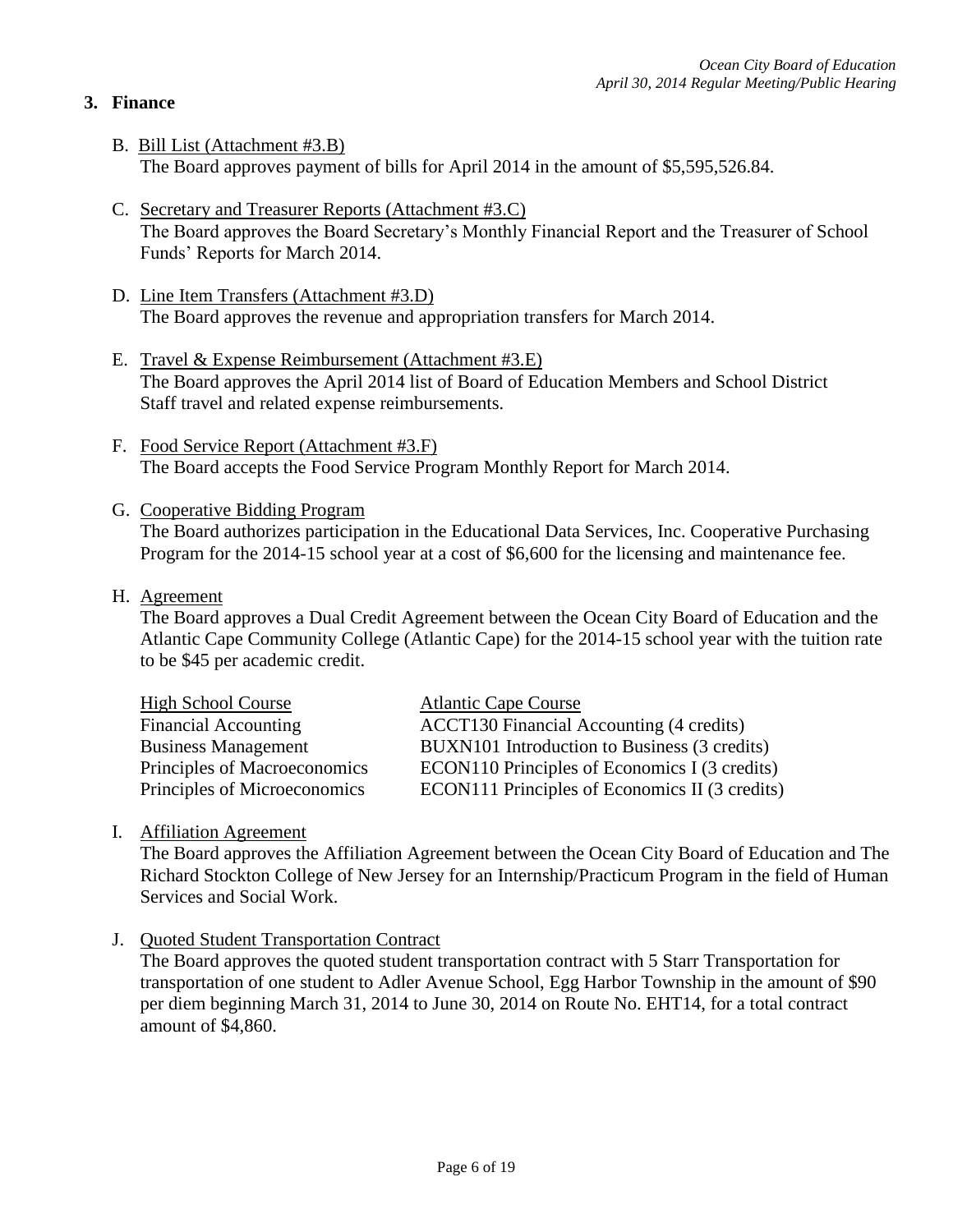## 3. Finance

B. Bill List (Attachment #3.B)
The Board approves payment of bills for April 2014 in the amount of $5,595,526.84.

C. Secretary and Treasurer Reports (Attachment #3.C)
The Board approves the Board Secretary's Monthly Financial Report and the Treasurer of School Funds' Reports for March 2014.

D. Line Item Transfers (Attachment #3.D)
The Board approves the revenue and appropriation transfers for March 2014.

E. Travel & Expense Reimbursement (Attachment #3.E)
The Board approves the April 2014 list of Board of Education Members and School District Staff travel and related expense reimbursements.

F. Food Service Report (Attachment #3.F)
The Board accepts the Food Service Program Monthly Report for March 2014.

G. Cooperative Bidding Program
The Board authorizes participation in the Educational Data Services, Inc. Cooperative Purchasing Program for the 2014-15 school year at a cost of $6,600 for the licensing and maintenance fee.

H. Agreement
The Board approves a Dual Credit Agreement between the Ocean City Board of Education and the Atlantic Cape Community College (Atlantic Cape) for the 2014-15 school year with the tuition rate to be $45 per academic credit.

| High School Course | Atlantic Cape Course |
|---|---|
| Financial Accounting | ACCT130 Financial Accounting (4 credits) |
| Business Management | BUXN101 Introduction to Business (3 credits) |
| Principles of Macroeconomics | ECON110 Principles of Economics I (3 credits) |
| Principles of Microeconomics | ECON111 Principles of Economics II (3 credits) |

I. Affiliation Agreement
The Board approves the Affiliation Agreement between the Ocean City Board of Education and The Richard Stockton College of New Jersey for an Internship/Practicum Program in the field of Human Services and Social Work.

J. Quoted Student Transportation Contract
The Board approves the quoted student transportation contract with 5 Starr Transportation for transportation of one student to Adler Avenue School, Egg Harbor Township in the amount of $90 per diem beginning March 31, 2014 to June 30, 2014 on Route No. EHT14, for a total contract amount of $4,860.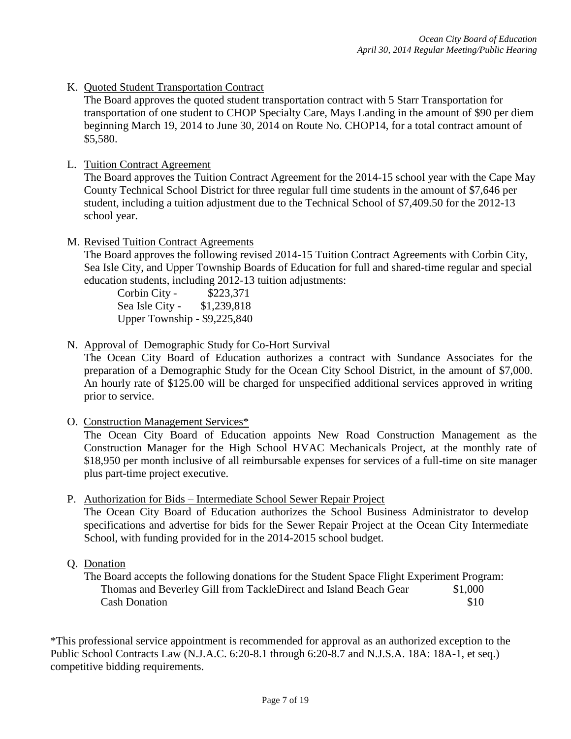K. <u>Quoted Student Transportation Contract</u>

The Board approves the quoted student transportation contract with 5 Starr Transportation for transportation of one student to CHOP Specialty Care, Mays Landing in the amount of $90 per diem beginning March 19, 2014 to June 30, 2014 on Route No. CHOP14, for a total contract amount of $5,580.

L. <u>Tuition Contract Agreement</u>

The Board approves the Tuition Contract Agreement for the 2014-15 school year with the Cape May County Technical School District for three regular full time students in the amount of $7,646 per student, including a tuition adjustment due to the Technical School of $7,409.50 for the 2012-13 school year.

M. <u>Revised Tuition Contract Agreements</u>

The Board approves the following revised 2014-15 Tuition Contract Agreements with Corbin City, Sea Isle City, and Upper Township Boards of Education for full and shared-time regular and special education students, including 2012-13 tuition adjustments:

Corbin City - $223,371
Sea Isle City - $1,239,818
Upper Township - $9,225,840

N. <u>Approval of Demographic Study for Co-Hort Survival</u>

The Ocean City Board of Education authorizes a contract with Sundance Associates for the preparation of a Demographic Study for the Ocean City School District, in the amount of $7,000. An hourly rate of $125.00 will be charged for unspecified additional services approved in writing prior to service.

O. <u>Construction Management Services*</u>

The Ocean City Board of Education appoints New Road Construction Management as the Construction Manager for the High School HVAC Mechanicals Project, at the monthly rate of $18,950 per month inclusive of all reimbursable expenses for services of a full-time on site manager plus part-time project executive.

P. <u>Authorization for Bids – Intermediate School Sewer Repair Project</u>

The Ocean City Board of Education authorizes the School Business Administrator to develop specifications and advertise for bids for the Sewer Repair Project at the Ocean City Intermediate School, with funding provided for in the 2014-2015 school budget.

Q. <u>Donation</u>

The Board accepts the following donations for the Student Space Flight Experiment Program:

| | |
|---|---|
| Thomas and Beverley Gill from TackleDirect and Island Beach Gear | $1,000 |
| Cash Donation | $10 |

*This professional service appointment is recommended for approval as an authorized exception to the Public School Contracts Law (N.J.A.C. 6:20-8.1 through 6:20-8.7 and N.J.S.A. 18A: 18A-1, et seq.) competitive bidding requirements.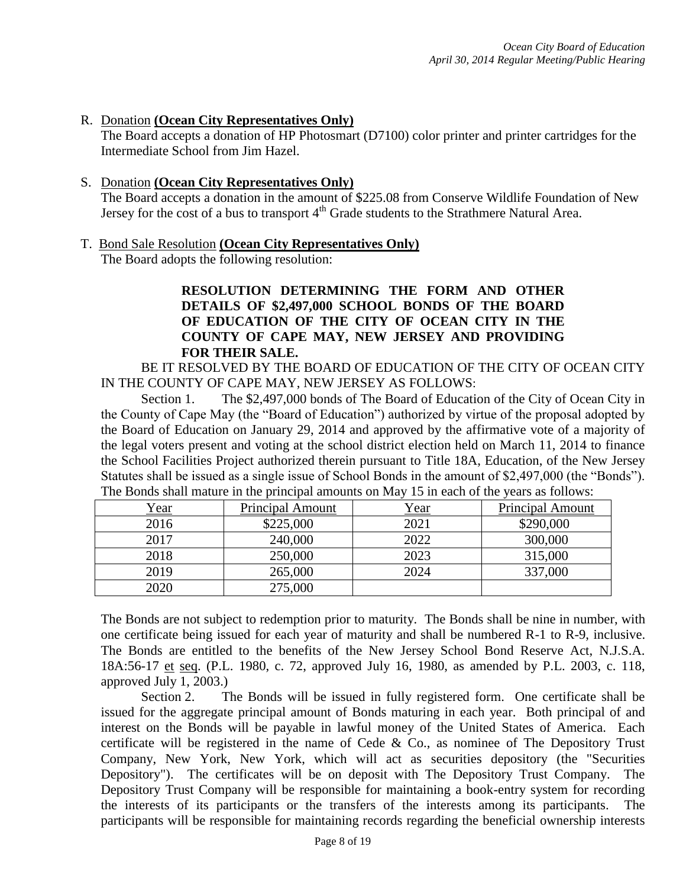R. <u>Donation</u> **(Ocean City Representatives Only)**
The Board accepts a donation of HP Photosmart (D7100) color printer and printer cartridges for the Intermediate School from Jim Hazel.

S. <u>Donation</u> **(Ocean City Representatives Only)**
The Board accepts a donation in the amount of $225.08 from Conserve Wildlife Foundation of New Jersey for the cost of a bus to transport 4th Grade students to the Strathmere Natural Area.

T. <u>Bond Sale Resolution</u> **(Ocean City Representatives Only)**
The Board adopts the following resolution:

**RESOLUTION DETERMINING THE FORM AND OTHER DETAILS OF $2,497,000 SCHOOL BONDS OF THE BOARD OF EDUCATION OF THE CITY OF OCEAN CITY IN THE COUNTY OF CAPE MAY, NEW JERSEY AND PROVIDING FOR THEIR SALE.**

BE IT RESOLVED BY THE BOARD OF EDUCATION OF THE CITY OF OCEAN CITY IN THE COUNTY OF CAPE MAY, NEW JERSEY AS FOLLOWS:

Section 1. The $2,497,000 bonds of The Board of Education of the City of Ocean City in the County of Cape May (the "Board of Education") authorized by virtue of the proposal adopted by the Board of Education on January 29, 2014 and approved by the affirmative vote of a majority of the legal voters present and voting at the school district election held on March 11, 2014 to finance the School Facilities Project authorized therein pursuant to Title 18A, Education, of the New Jersey Statutes shall be issued as a single issue of School Bonds in the amount of $2,497,000 (the "Bonds"). The Bonds shall mature in the principal amounts on May 15 in each of the years as follows:

| Year | Principal Amount | Year | Principal Amount |
|---|---|---|---|
| 2016 | $225,000 | 2021 | $290,000 |
| 2017 | 240,000 | 2022 | 300,000 |
| 2018 | 250,000 | 2023 | 315,000 |
| 2019 | 265,000 | 2024 | 337,000 |
| 2020 | 275,000 | | |

The Bonds are not subject to redemption prior to maturity. The Bonds shall be nine in number, with one certificate being issued for each year of maturity and shall be numbered R-1 to R-9, inclusive. The Bonds are entitled to the benefits of the New Jersey School Bond Reserve Act, N.J.S.A. 18A:56-17 <u>et seq</u>. (P.L. 1980, c. 72, approved July 16, 1980, as amended by P.L. 2003, c. 118, approved July 1, 2003.)

Section 2. The Bonds will be issued in fully registered form. One certificate shall be issued for the aggregate principal amount of Bonds maturing in each year. Both principal of and interest on the Bonds will be payable in lawful money of the United States of America. Each certificate will be registered in the name of Cede & Co., as nominee of The Depository Trust Company, New York, New York, which will act as securities depository (the "Securities Depository"). The certificates will be on deposit with The Depository Trust Company. The Depository Trust Company will be responsible for maintaining a book-entry system for recording the interests of its participants or the transfers of the interests among its participants. The participants will be responsible for maintaining records regarding the beneficial ownership interests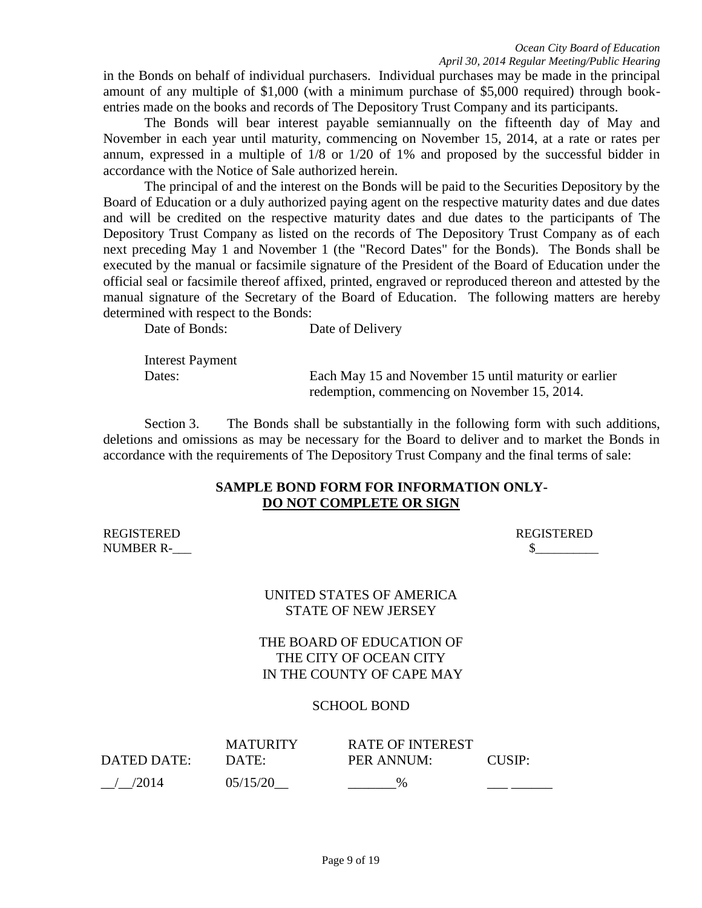in the Bonds on behalf of individual purchasers. Individual purchases may be made in the principal amount of any multiple of $1,000 (with a minimum purchase of $5,000 required) through book-entries made on the books and records of The Depository Trust Company and its participants.

The Bonds will bear interest payable semiannually on the fifteenth day of May and November in each year until maturity, commencing on November 15, 2014, at a rate or rates per annum, expressed in a multiple of 1/8 or 1/20 of 1% and proposed by the successful bidder in accordance with the Notice of Sale authorized herein.

The principal of and the interest on the Bonds will be paid to the Securities Depository by the Board of Education or a duly authorized paying agent on the respective maturity dates and due dates and will be credited on the respective maturity dates and due dates to the participants of The Depository Trust Company as listed on the records of The Depository Trust Company as of each next preceding May 1 and November 1 (the "Record Dates" for the Bonds). The Bonds shall be executed by the manual or facsimile signature of the President of the Board of Education under the official seal or facsimile thereof affixed, printed, engraved or reproduced thereon and attested by the manual signature of the Secretary of the Board of Education. The following matters are hereby determined with respect to the Bonds:

| | |
|---|---|
| Date of Bonds: | Date of Delivery |
| Interest Payment Dates: | Each May 15 and November 15 until maturity or earlier redemption, commencing on November 15, 2014. |

Section 3. The Bonds shall be substantially in the following form with such additions, deletions and omissions as may be necessary for the Board to deliver and to market the Bonds in accordance with the requirements of The Depository Trust Company and the final terms of sale:

**SAMPLE BOND FORM FOR INFORMATION ONLY-**
**<u>DO NOT COMPLETE OR SIGN</u>**

REGISTERED
NUMBER R-___

REGISTERED
$__________

UNITED STATES OF AMERICA
STATE OF NEW JERSEY

THE BOARD OF EDUCATION OF
THE CITY OF OCEAN CITY
IN THE COUNTY OF CAPE MAY

SCHOOL BOND

| DATED DATE: | MATURITY DATE: | RATE OF INTEREST PER ANNUM: | CUSIP: |
|---|---|---|---|
| __/__/2014 | 05/15/20__ | _______% | ___ ______ |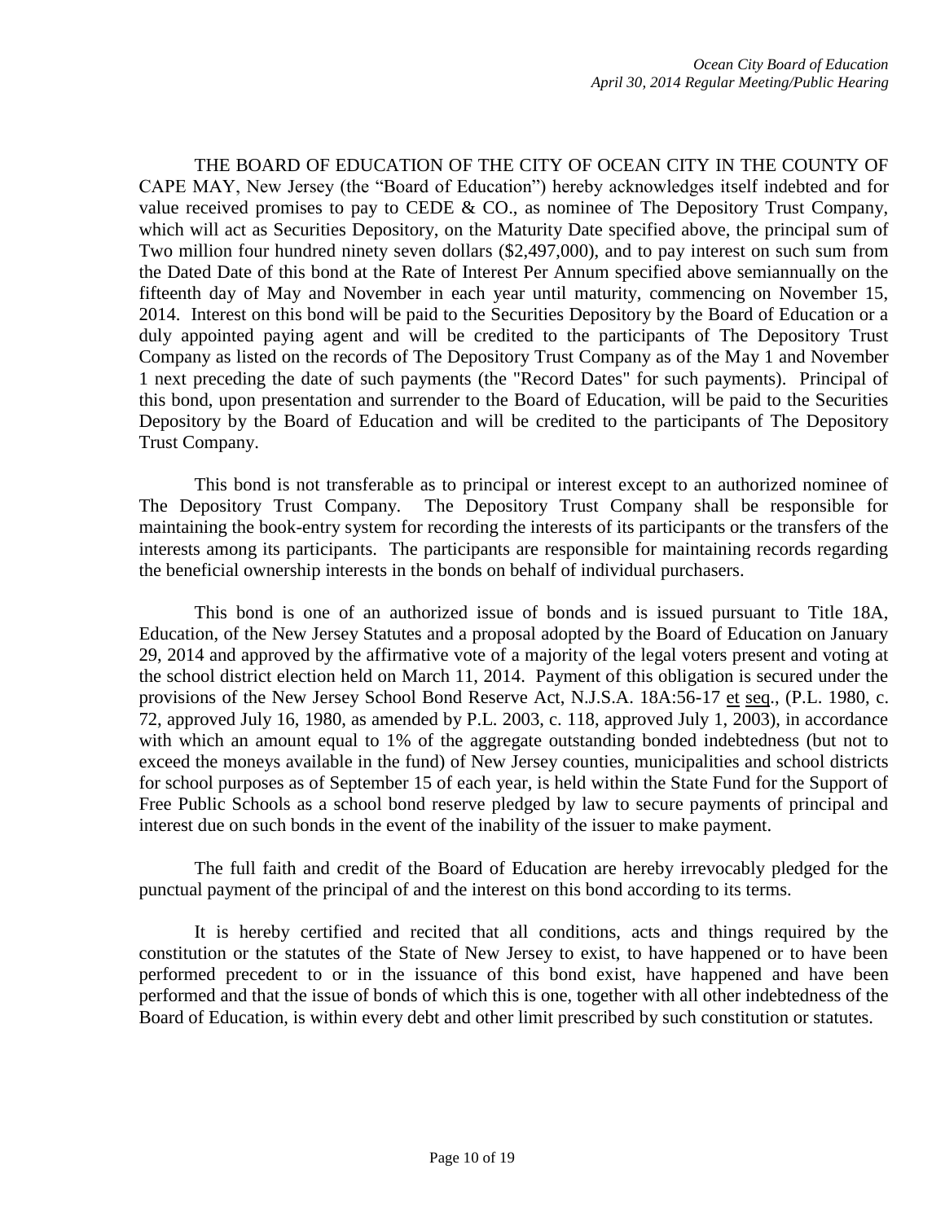THE BOARD OF EDUCATION OF THE CITY OF OCEAN CITY IN THE COUNTY OF CAPE MAY, New Jersey (the "Board of Education") hereby acknowledges itself indebted and for value received promises to pay to CEDE & CO., as nominee of The Depository Trust Company, which will act as Securities Depository, on the Maturity Date specified above, the principal sum of Two million four hundred ninety seven dollars ($2,497,000), and to pay interest on such sum from the Dated Date of this bond at the Rate of Interest Per Annum specified above semiannually on the fifteenth day of May and November in each year until maturity, commencing on November 15, 2014. Interest on this bond will be paid to the Securities Depository by the Board of Education or a duly appointed paying agent and will be credited to the participants of The Depository Trust Company as listed on the records of The Depository Trust Company as of the May 1 and November 1 next preceding the date of such payments (the "Record Dates" for such payments). Principal of this bond, upon presentation and surrender to the Board of Education, will be paid to the Securities Depository by the Board of Education and will be credited to the participants of The Depository Trust Company.

This bond is not transferable as to principal or interest except to an authorized nominee of The Depository Trust Company. The Depository Trust Company shall be responsible for maintaining the book-entry system for recording the interests of its participants or the transfers of the interests among its participants. The participants are responsible for maintaining records regarding the beneficial ownership interests in the bonds on behalf of individual purchasers.

This bond is one of an authorized issue of bonds and is issued pursuant to Title 18A, Education, of the New Jersey Statutes and a proposal adopted by the Board of Education on January 29, 2014 and approved by the affirmative vote of a majority of the legal voters present and voting at the school district election held on March 11, 2014. Payment of this obligation is secured under the provisions of the New Jersey School Bond Reserve Act, N.J.S.A. 18A:56-17 et seq., (P.L. 1980, c. 72, approved July 16, 1980, as amended by P.L. 2003, c. 118, approved July 1, 2003), in accordance with which an amount equal to 1% of the aggregate outstanding bonded indebtedness (but not to exceed the moneys available in the fund) of New Jersey counties, municipalities and school districts for school purposes as of September 15 of each year, is held within the State Fund for the Support of Free Public Schools as a school bond reserve pledged by law to secure payments of principal and interest due on such bonds in the event of the inability of the issuer to make payment.

The full faith and credit of the Board of Education are hereby irrevocably pledged for the punctual payment of the principal of and the interest on this bond according to its terms.

It is hereby certified and recited that all conditions, acts and things required by the constitution or the statutes of the State of New Jersey to exist, to have happened or to have been performed precedent to or in the issuance of this bond exist, have happened and have been performed and that the issue of bonds of which this is one, together with all other indebtedness of the Board of Education, is within every debt and other limit prescribed by such constitution or statutes.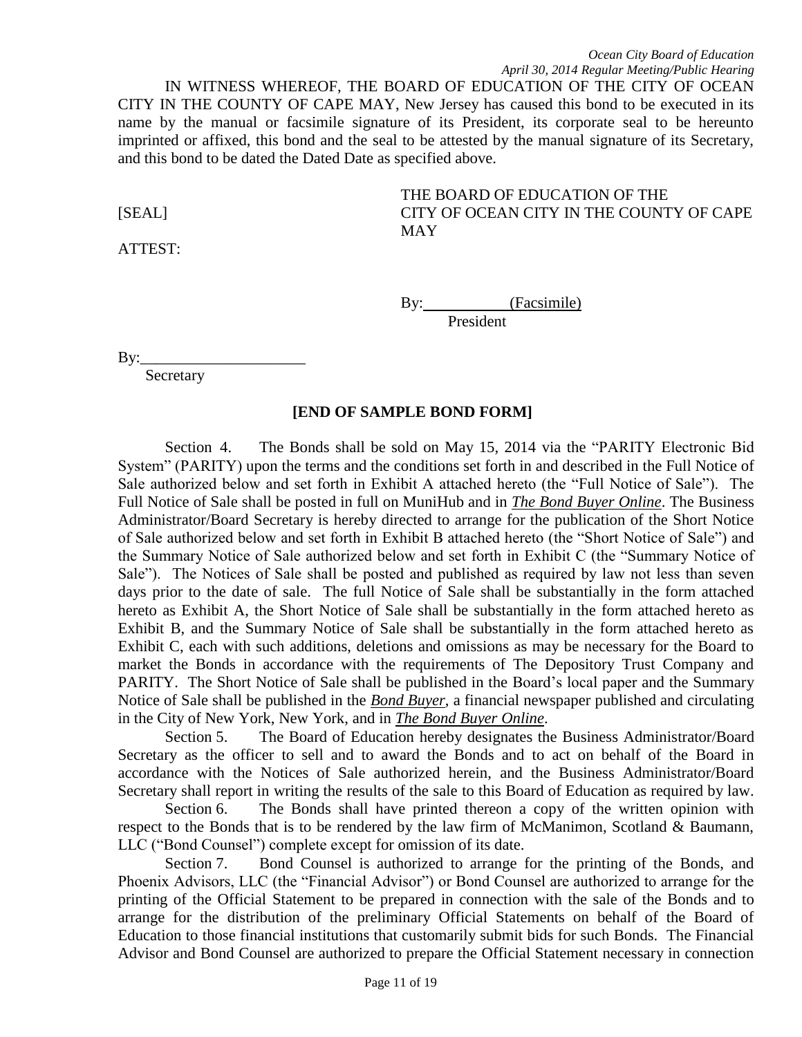IN WITNESS WHEREOF, THE BOARD OF EDUCATION OF THE CITY OF OCEAN CITY IN THE COUNTY OF CAPE MAY, New Jersey has caused this bond to be executed in its name by the manual or facsimile signature of its President, its corporate seal to be hereunto imprinted or affixed, this bond and the seal to be attested by the manual signature of its Secretary, and this bond to be dated the Dated Date as specified above.

THE BOARD OF EDUCATION OF THE CITY OF OCEAN CITY IN THE COUNTY OF CAPE MAY

[SEAL]

ATTEST:

By: (Facsimile)
President

By:_____________________
Secretary

**[END OF SAMPLE BOND FORM]**

Section 4. The Bonds shall be sold on May 15, 2014 via the "PARITY Electronic Bid System" (PARITY) upon the terms and the conditions set forth in and described in the Full Notice of Sale authorized below and set forth in Exhibit A attached hereto (the "Full Notice of Sale"). The Full Notice of Sale shall be posted in full on MuniHub and in *The Bond Buyer Online*. The Business Administrator/Board Secretary is hereby directed to arrange for the publication of the Short Notice of Sale authorized below and set forth in Exhibit B attached hereto (the "Short Notice of Sale") and the Summary Notice of Sale authorized below and set forth in Exhibit C (the "Summary Notice of Sale"). The Notices of Sale shall be posted and published as required by law not less than seven days prior to the date of sale. The full Notice of Sale shall be substantially in the form attached hereto as Exhibit A, the Short Notice of Sale shall be substantially in the form attached hereto as Exhibit B, and the Summary Notice of Sale shall be substantially in the form attached hereto as Exhibit C, each with such additions, deletions and omissions as may be necessary for the Board to market the Bonds in accordance with the requirements of The Depository Trust Company and PARITY. The Short Notice of Sale shall be published in the Board's local paper and the Summary Notice of Sale shall be published in the ***Bond Buyer***, a financial newspaper published and circulating in the City of New York, New York, and in ***The Bond Buyer Online***.

Section 5. The Board of Education hereby designates the Business Administrator/Board Secretary as the officer to sell and to award the Bonds and to act on behalf of the Board in accordance with the Notices of Sale authorized herein, and the Business Administrator/Board Secretary shall report in writing the results of the sale to this Board of Education as required by law.

Section 6. The Bonds shall have printed thereon a copy of the written opinion with respect to the Bonds that is to be rendered by the law firm of McManimon, Scotland & Baumann, LLC ("Bond Counsel") complete except for omission of its date.

Section 7. Bond Counsel is authorized to arrange for the printing of the Bonds, and Phoenix Advisors, LLC (the "Financial Advisor") or Bond Counsel are authorized to arrange for the printing of the Official Statement to be prepared in connection with the sale of the Bonds and to arrange for the distribution of the preliminary Official Statements on behalf of the Board of Education to those financial institutions that customarily submit bids for such Bonds. The Financial Advisor and Bond Counsel are authorized to prepare the Official Statement necessary in connection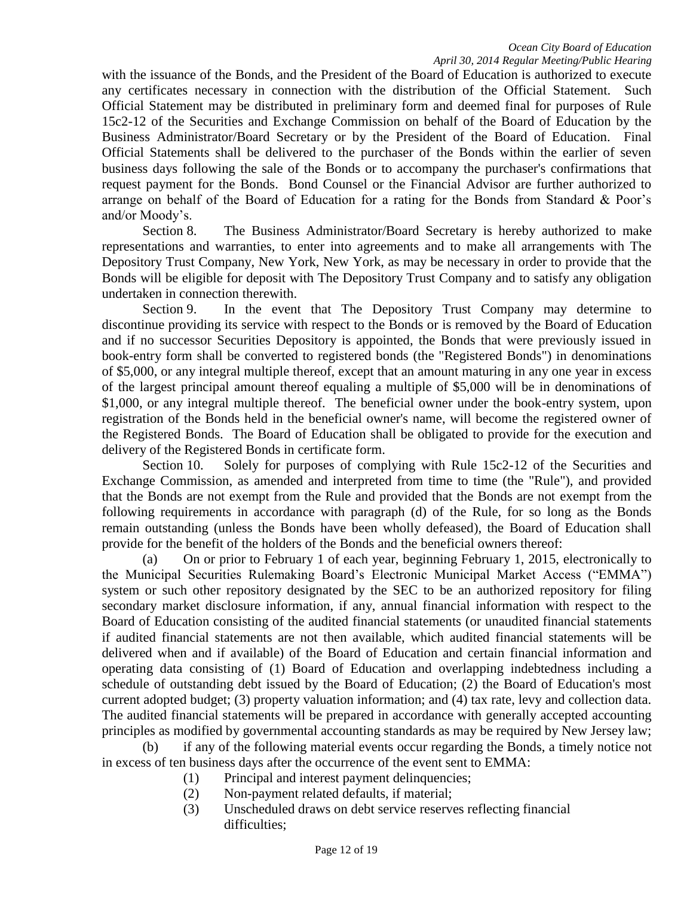with the issuance of the Bonds, and the President of the Board of Education is authorized to execute any certificates necessary in connection with the distribution of the Official Statement. Such Official Statement may be distributed in preliminary form and deemed final for purposes of Rule 15c2-12 of the Securities and Exchange Commission on behalf of the Board of Education by the Business Administrator/Board Secretary or by the President of the Board of Education. Final Official Statements shall be delivered to the purchaser of the Bonds within the earlier of seven business days following the sale of the Bonds or to accompany the purchaser's confirmations that request payment for the Bonds. Bond Counsel or the Financial Advisor are further authorized to arrange on behalf of the Board of Education for a rating for the Bonds from Standard & Poor's and/or Moody's.

Section 8. The Business Administrator/Board Secretary is hereby authorized to make representations and warranties, to enter into agreements and to make all arrangements with The Depository Trust Company, New York, New York, as may be necessary in order to provide that the Bonds will be eligible for deposit with The Depository Trust Company and to satisfy any obligation undertaken in connection therewith.

Section 9. In the event that The Depository Trust Company may determine to discontinue providing its service with respect to the Bonds or is removed by the Board of Education and if no successor Securities Depository is appointed, the Bonds that were previously issued in book-entry form shall be converted to registered bonds (the "Registered Bonds") in denominations of $5,000, or any integral multiple thereof, except that an amount maturing in any one year in excess of the largest principal amount thereof equaling a multiple of $5,000 will be in denominations of $1,000, or any integral multiple thereof. The beneficial owner under the book-entry system, upon registration of the Bonds held in the beneficial owner's name, will become the registered owner of the Registered Bonds. The Board of Education shall be obligated to provide for the execution and delivery of the Registered Bonds in certificate form.

Section 10. Solely for purposes of complying with Rule 15c2-12 of the Securities and Exchange Commission, as amended and interpreted from time to time (the "Rule"), and provided that the Bonds are not exempt from the Rule and provided that the Bonds are not exempt from the following requirements in accordance with paragraph (d) of the Rule, for so long as the Bonds remain outstanding (unless the Bonds have been wholly defeased), the Board of Education shall provide for the benefit of the holders of the Bonds and the beneficial owners thereof:

(a) On or prior to February 1 of each year, beginning February 1, 2015, electronically to the Municipal Securities Rulemaking Board's Electronic Municipal Market Access ("EMMA") system or such other repository designated by the SEC to be an authorized repository for filing secondary market disclosure information, if any, annual financial information with respect to the Board of Education consisting of the audited financial statements (or unaudited financial statements if audited financial statements are not then available, which audited financial statements will be delivered when and if available) of the Board of Education and certain financial information and operating data consisting of (1) Board of Education and overlapping indebtedness including a schedule of outstanding debt issued by the Board of Education; (2) the Board of Education's most current adopted budget; (3) property valuation information; and (4) tax rate, levy and collection data. The audited financial statements will be prepared in accordance with generally accepted accounting principles as modified by governmental accounting standards as may be required by New Jersey law;

(b) if any of the following material events occur regarding the Bonds, a timely notice not in excess of ten business days after the occurrence of the event sent to EMMA:

(1) Principal and interest payment delinquencies;
(2) Non-payment related defaults, if material;
(3) Unscheduled draws on debt service reserves reflecting financial difficulties;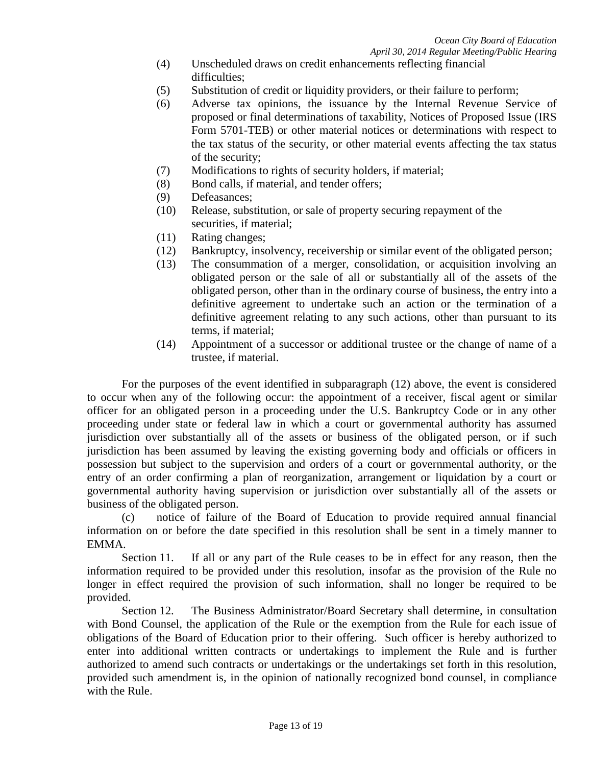(4) Unscheduled draws on credit enhancements reflecting financial difficulties;

(5) Substitution of credit or liquidity providers, or their failure to perform;

(6) Adverse tax opinions, the issuance by the Internal Revenue Service of proposed or final determinations of taxability, Notices of Proposed Issue (IRS Form 5701-TEB) or other material notices or determinations with respect to the tax status of the security, or other material events affecting the tax status of the security;

(7) Modifications to rights of security holders, if material;

(8) Bond calls, if material, and tender offers;

(9) Defeasances;

(10) Release, substitution, or sale of property securing repayment of the securities, if material;

(11) Rating changes;

(12) Bankruptcy, insolvency, receivership or similar event of the obligated person;

(13) The consummation of a merger, consolidation, or acquisition involving an obligated person or the sale of all or substantially all of the assets of the obligated person, other than in the ordinary course of business, the entry into a definitive agreement to undertake such an action or the termination of a definitive agreement relating to any such actions, other than pursuant to its terms, if material;

(14) Appointment of a successor or additional trustee or the change of name of a trustee, if material.

For the purposes of the event identified in subparagraph (12) above, the event is considered to occur when any of the following occur: the appointment of a receiver, fiscal agent or similar officer for an obligated person in a proceeding under the U.S. Bankruptcy Code or in any other proceeding under state or federal law in which a court or governmental authority has assumed jurisdiction over substantially all of the assets or business of the obligated person, or if such jurisdiction has been assumed by leaving the existing governing body and officials or officers in possession but subject to the supervision and orders of a court or governmental authority, or the entry of an order confirming a plan of reorganization, arrangement or liquidation by a court or governmental authority having supervision or jurisdiction over substantially all of the assets or business of the obligated person.

(c) notice of failure of the Board of Education to provide required annual financial information on or before the date specified in this resolution shall be sent in a timely manner to EMMA.

Section 11. If all or any part of the Rule ceases to be in effect for any reason, then the information required to be provided under this resolution, insofar as the provision of the Rule no longer in effect required the provision of such information, shall no longer be required to be provided.

Section 12. The Business Administrator/Board Secretary shall determine, in consultation with Bond Counsel, the application of the Rule or the exemption from the Rule for each issue of obligations of the Board of Education prior to their offering. Such officer is hereby authorized to enter into additional written contracts or undertakings to implement the Rule and is further authorized to amend such contracts or undertakings or the undertakings set forth in this resolution, provided such amendment is, in the opinion of nationally recognized bond counsel, in compliance with the Rule.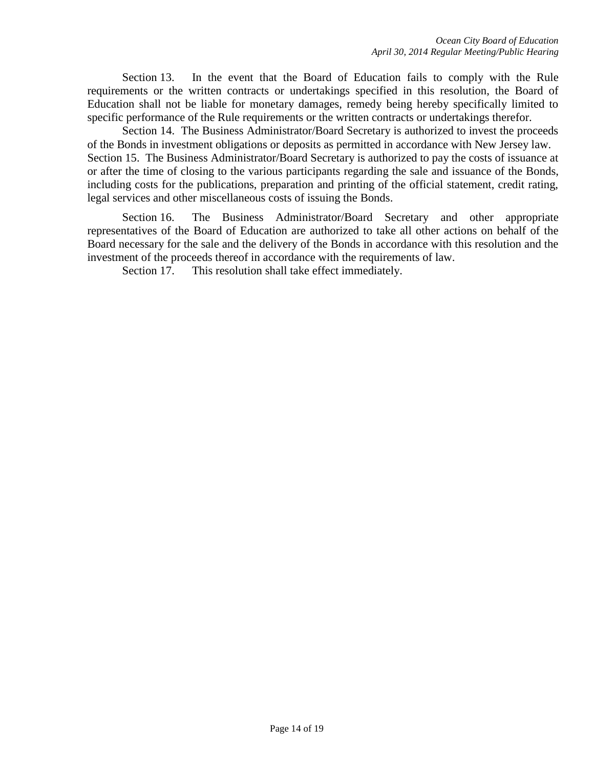Section 13. In the event that the Board of Education fails to comply with the Rule requirements or the written contracts or undertakings specified in this resolution, the Board of Education shall not be liable for monetary damages, remedy being hereby specifically limited to specific performance of the Rule requirements or the written contracts or undertakings therefor.

Section 14. The Business Administrator/Board Secretary is authorized to invest the proceeds of the Bonds in investment obligations or deposits as permitted in accordance with New Jersey law.

Section 15. The Business Administrator/Board Secretary is authorized to pay the costs of issuance at or after the time of closing to the various participants regarding the sale and issuance of the Bonds, including costs for the publications, preparation and printing of the official statement, credit rating, legal services and other miscellaneous costs of issuing the Bonds.

Section 16. The Business Administrator/Board Secretary and other appropriate representatives of the Board of Education are authorized to take all other actions on behalf of the Board necessary for the sale and the delivery of the Bonds in accordance with this resolution and the investment of the proceeds thereof in accordance with the requirements of law.

Section 17. This resolution shall take effect immediately.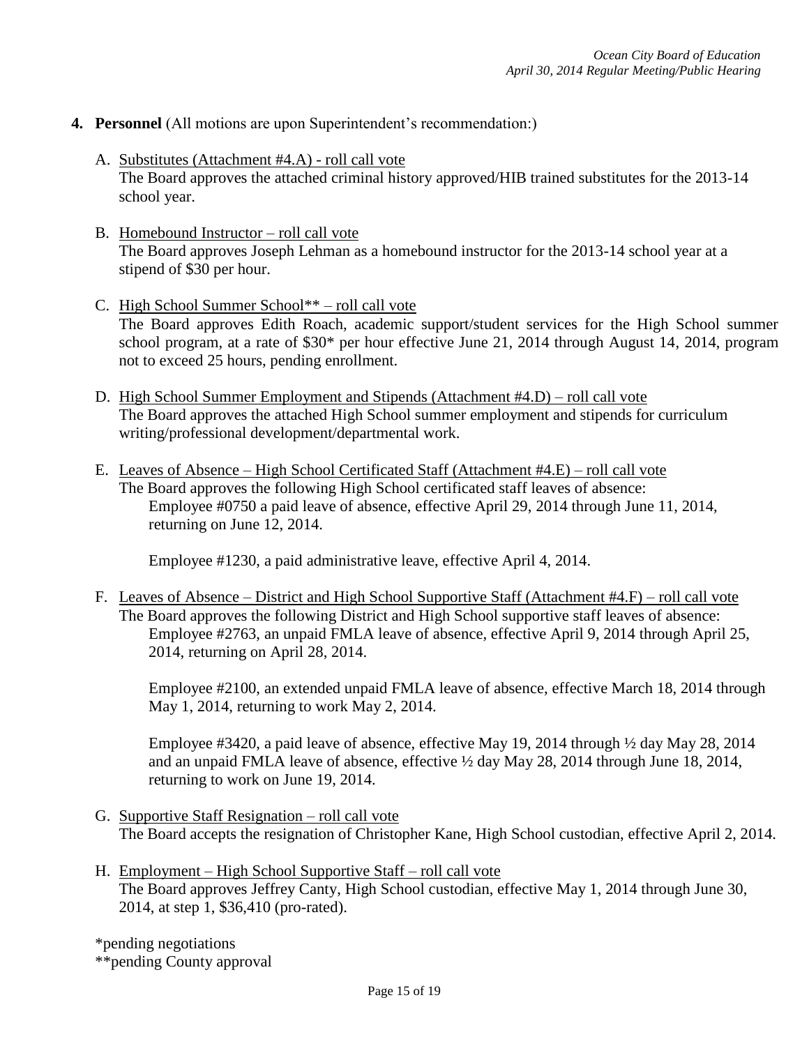4. **Personnel** (All motions are upon Superintendent's recommendation:)

   A. Substitutes (Attachment #4.A) - roll call vote
   The Board approves the attached criminal history approved/HIB trained substitutes for the 2013-14 school year.

   B. Homebound Instructor – roll call vote
   The Board approves Joseph Lehman as a homebound instructor for the 2013-14 school year at a stipend of $30 per hour.

   C. High School Summer School** – roll call vote
   The Board approves Edith Roach, academic support/student services for the High School summer school program, at a rate of $30* per hour effective June 21, 2014 through August 14, 2014, program not to exceed 25 hours, pending enrollment.

   D. High School Summer Employment and Stipends (Attachment #4.D) – roll call vote
   The Board approves the attached High School summer employment and stipends for curriculum writing/professional development/departmental work.

   E. Leaves of Absence – High School Certificated Staff (Attachment #4.E) – roll call vote
   The Board approves the following High School certificated staff leaves of absence:

      Employee #0750 a paid leave of absence, effective April 29, 2014 through June 11, 2014, returning on June 12, 2014.

      Employee #1230, a paid administrative leave, effective April 4, 2014.

   F. Leaves of Absence – District and High School Supportive Staff (Attachment #4.F) – roll call vote
   The Board approves the following District and High School supportive staff leaves of absence:

      Employee #2763, an unpaid FMLA leave of absence, effective April 9, 2014 through April 25, 2014, returning on April 28, 2014.

      Employee #2100, an extended unpaid FMLA leave of absence, effective March 18, 2014 through May 1, 2014, returning to work May 2, 2014.

      Employee #3420, a paid leave of absence, effective May 19, 2014 through ½ day May 28, 2014 and an unpaid FMLA leave of absence, effective ½ day May 28, 2014 through June 18, 2014, returning to work on June 19, 2014.

   G. Supportive Staff Resignation – roll call vote
   The Board accepts the resignation of Christopher Kane, High School custodian, effective April 2, 2014.

   H. Employment – High School Supportive Staff – roll call vote
   The Board approves Jeffrey Canty, High School custodian, effective May 1, 2014 through June 30, 2014, at step 1, $36,410 (pro-rated).

*pending negotiations
**pending County approval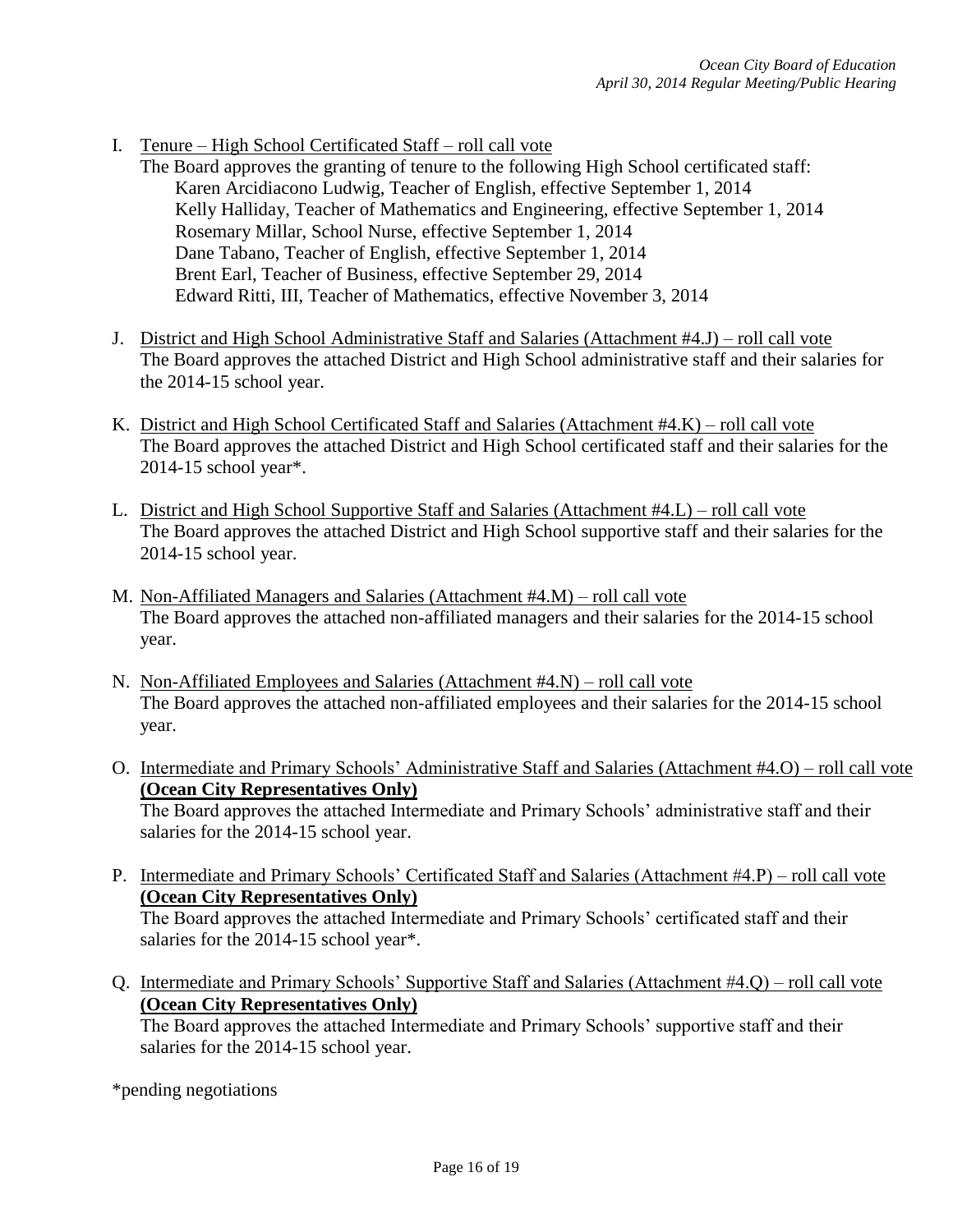I. <u>Tenure – High School Certificated Staff – roll call vote</u>
   The Board approves the granting of tenure to the following High School certificated staff:
   - Karen Arcidiacono Ludwig, Teacher of English, effective September 1, 2014
   - Kelly Halliday, Teacher of Mathematics and Engineering, effective September 1, 2014
   - Rosemary Millar, School Nurse, effective September 1, 2014
   - Dane Tabano, Teacher of English, effective September 1, 2014
   - Brent Earl, Teacher of Business, effective September 29, 2014
   - Edward Ritti, III, Teacher of Mathematics, effective November 3, 2014

J. <u>District and High School Administrative Staff and Salaries (Attachment #4.J) – roll call vote</u>
   The Board approves the attached District and High School administrative staff and their salaries for the 2014-15 school year.

K. <u>District and High School Certificated Staff and Salaries (Attachment #4.K) – roll call vote</u>
   The Board approves the attached District and High School certificated staff and their salaries for the 2014-15 school year*.

L. <u>District and High School Supportive Staff and Salaries (Attachment #4.L) – roll call vote</u>
   The Board approves the attached District and High School supportive staff and their salaries for the 2014-15 school year.

M. <u>Non-Affiliated Managers and Salaries (Attachment #4.M) – roll call vote</u>
   The Board approves the attached non-affiliated managers and their salaries for the 2014-15 school year.

N. <u>Non-Affiliated Employees and Salaries (Attachment #4.N) – roll call vote</u>
   The Board approves the attached non-affiliated employees and their salaries for the 2014-15 school year.

O. <u>Intermediate and Primary Schools' Administrative Staff and Salaries (Attachment #4.O) – roll call vote</u> **<u>(Ocean City Representatives Only)</u>**
   The Board approves the attached Intermediate and Primary Schools' administrative staff and their salaries for the 2014-15 school year.

P. <u>Intermediate and Primary Schools' Certificated Staff and Salaries (Attachment #4.P) – roll call vote</u> **<u>(Ocean City Representatives Only)</u>**
   The Board approves the attached Intermediate and Primary Schools' certificated staff and their salaries for the 2014-15 school year*.

Q. <u>Intermediate and Primary Schools' Supportive Staff and Salaries (Attachment #4.Q) – roll call vote</u> **<u>(Ocean City Representatives Only)</u>**
   The Board approves the attached Intermediate and Primary Schools' supportive staff and their salaries for the 2014-15 school year.

*pending negotiations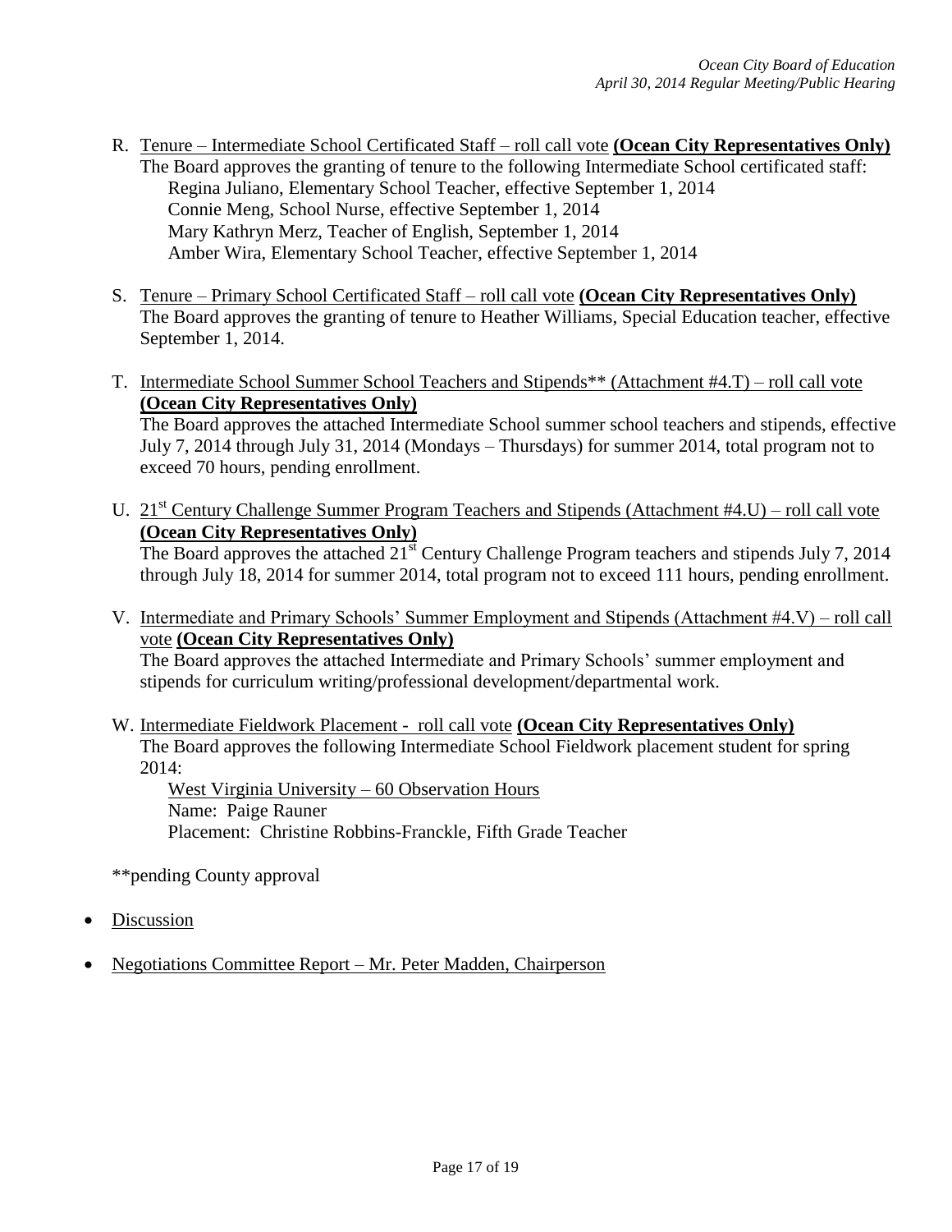R. Tenure – Intermediate School Certificated Staff – roll call vote **(Ocean City Representatives Only)**
   The Board approves the granting of tenure to the following Intermediate School certificated staff:
   Regina Juliano, Elementary School Teacher, effective September 1, 2014
   Connie Meng, School Nurse, effective September 1, 2014
   Mary Kathryn Merz, Teacher of English, September 1, 2014
   Amber Wira, Elementary School Teacher, effective September 1, 2014

S. Tenure – Primary School Certificated Staff – roll call vote **(Ocean City Representatives Only)**
   The Board approves the granting of tenure to Heather Williams, Special Education teacher, effective September 1, 2014.

T. Intermediate School Summer School Teachers and Stipends** (Attachment #4.T) – roll call vote **(Ocean City Representatives Only)**
   The Board approves the attached Intermediate School summer school teachers and stipends, effective July 7, 2014 through July 31, 2014 (Mondays – Thursdays) for summer 2014, total program not to exceed 70 hours, pending enrollment.

U. 21st Century Challenge Summer Program Teachers and Stipends (Attachment #4.U) – roll call vote **(Ocean City Representatives Only)**
   The Board approves the attached 21st Century Challenge Program teachers and stipends July 7, 2014 through July 18, 2014 for summer 2014, total program not to exceed 111 hours, pending enrollment.

V. Intermediate and Primary Schools' Summer Employment and Stipends (Attachment #4.V) – roll call vote **(Ocean City Representatives Only)**
   The Board approves the attached Intermediate and Primary Schools' summer employment and stipends for curriculum writing/professional development/departmental work.

W. Intermediate Fieldwork Placement - roll call vote **(Ocean City Representatives Only)**
   The Board approves the following Intermediate School Fieldwork placement student for spring 2014:
   West Virginia University – 60 Observation Hours
   Name: Paige Rauner
   Placement: Christine Robbins-Franckle, Fifth Grade Teacher

**pending County approval

- Discussion

- Negotiations Committee Report – Mr. Peter Madden, Chairperson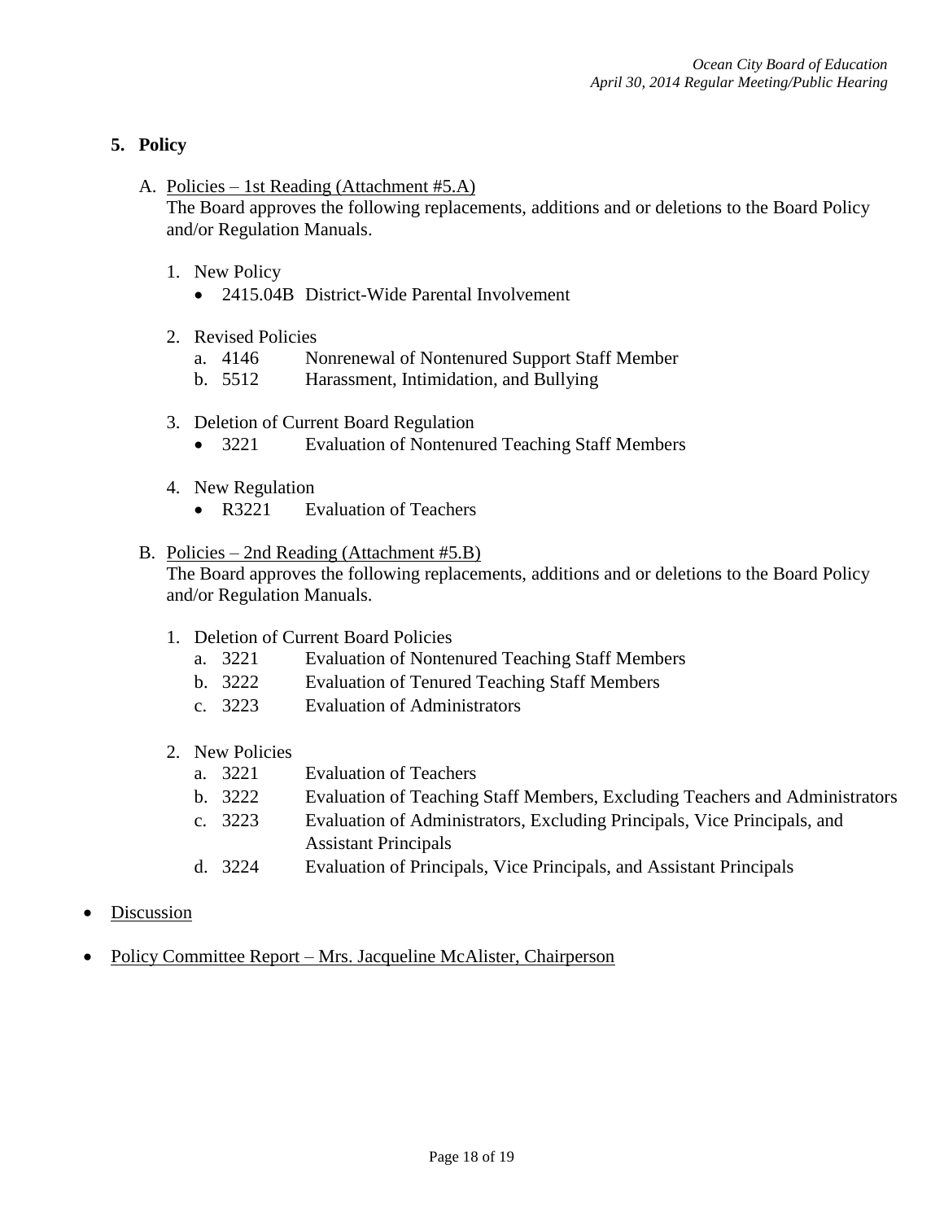## 5. Policy

A. <u>Policies – 1st Reading (Attachment #5.A)</u>
The Board approves the following replacements, additions and or deletions to the Board Policy and/or Regulation Manuals.

1. New Policy
    - 2415.04B District-Wide Parental Involvement

2. Revised Policies
    a. 4146 Nonrenewal of Nontenured Support Staff Member
    b. 5512 Harassment, Intimidation, and Bullying

3. Deletion of Current Board Regulation
    - 3221 Evaluation of Nontenured Teaching Staff Members

4. New Regulation
    - R3221 Evaluation of Teachers

B. <u>Policies – 2nd Reading (Attachment #5.B)</u>
The Board approves the following replacements, additions and or deletions to the Board Policy and/or Regulation Manuals.

1. Deletion of Current Board Policies
    a. 3221 Evaluation of Nontenured Teaching Staff Members
    b. 3222 Evaluation of Tenured Teaching Staff Members
    c. 3223 Evaluation of Administrators

2. New Policies
    a. 3221 Evaluation of Teachers
    b. 3222 Evaluation of Teaching Staff Members, Excluding Teachers and Administrators
    c. 3223 Evaluation of Administrators, Excluding Principals, Vice Principals, and Assistant Principals
    d. 3224 Evaluation of Principals, Vice Principals, and Assistant Principals

- <u>Discussion</u>

- <u>Policy Committee Report – Mrs. Jacqueline McAlister, Chairperson</u>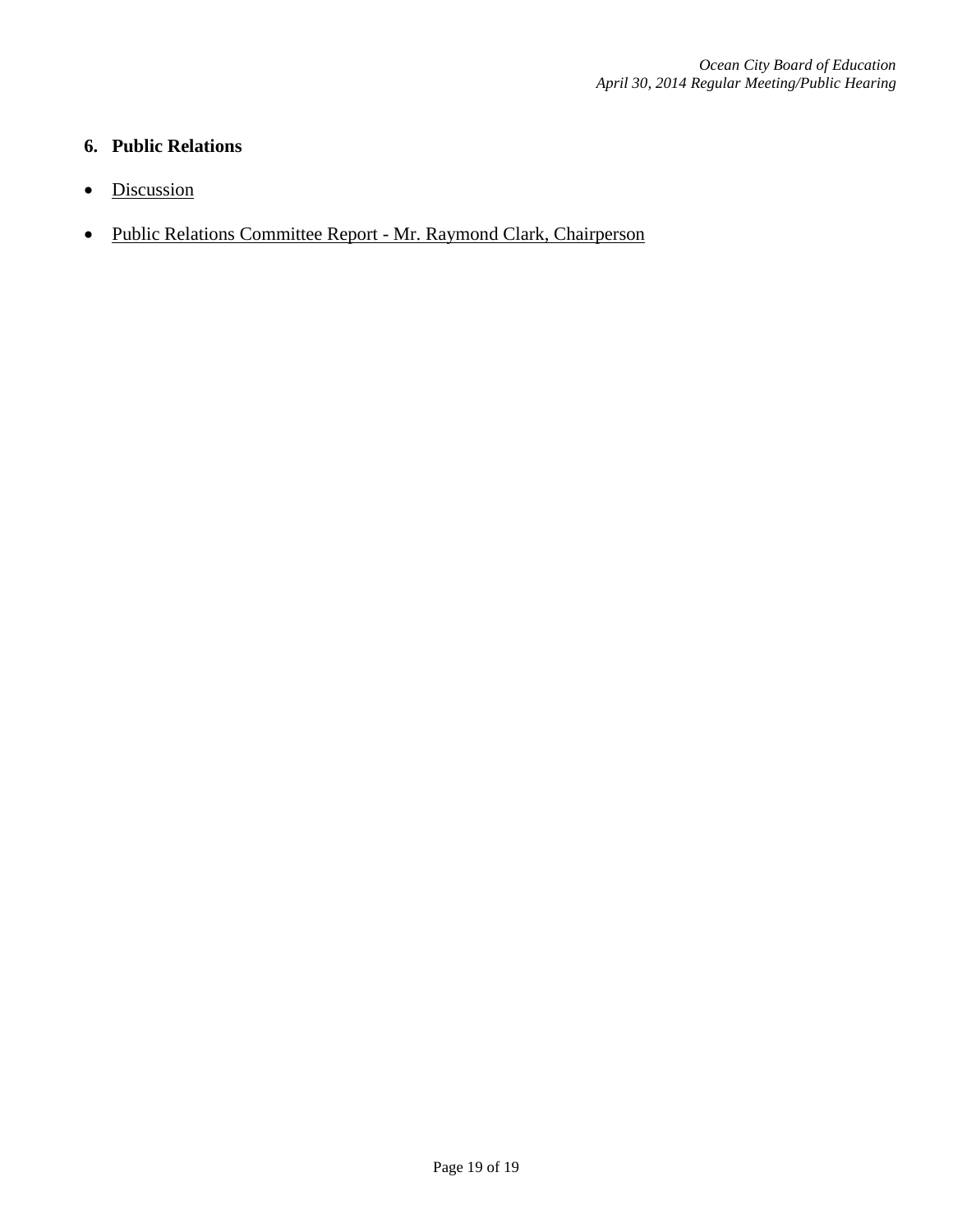## 6. Public Relations

- Discussion
- Public Relations Committee Report - Mr. Raymond Clark, Chairperson